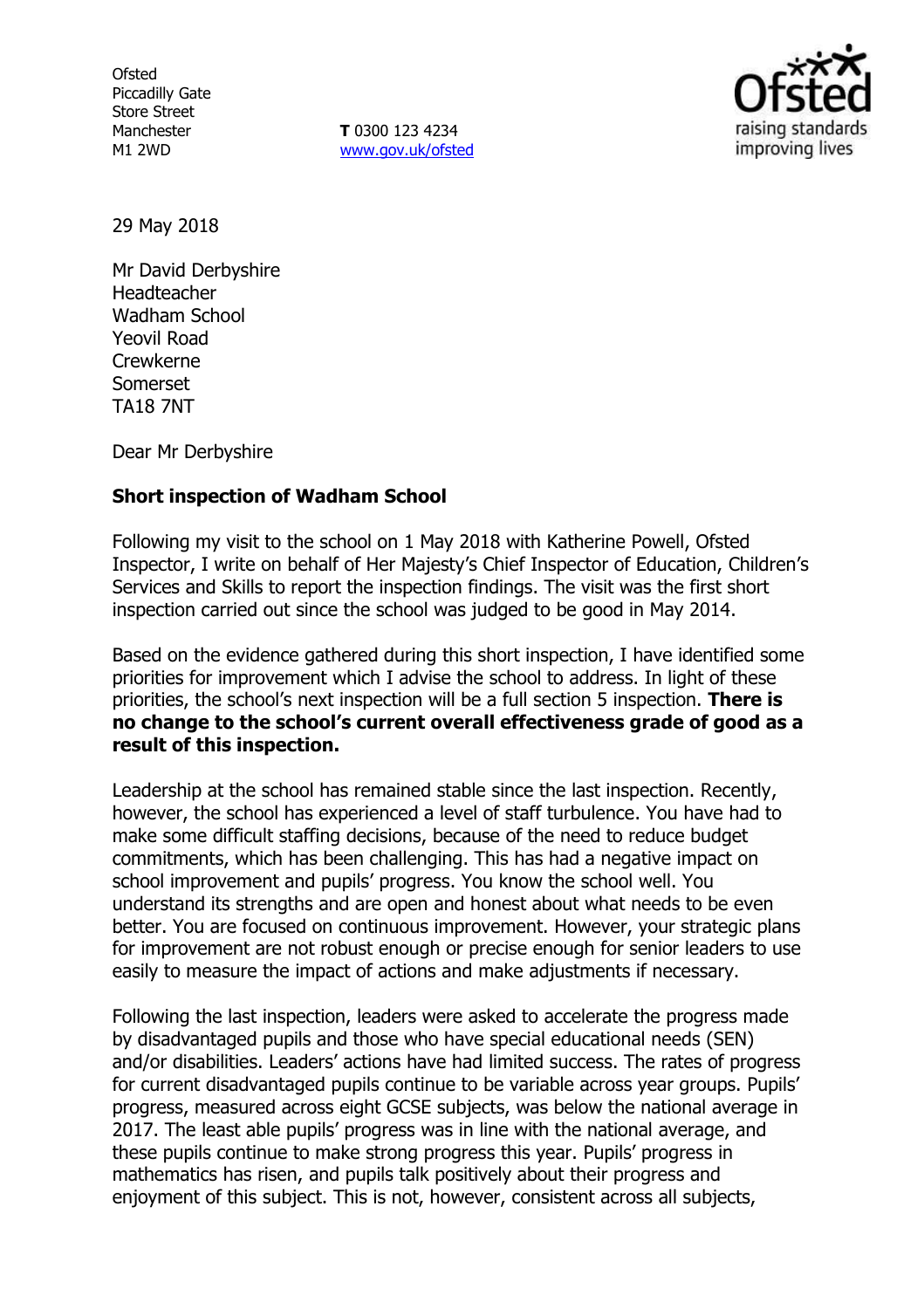Ofsted
Piccadilly Gate
Store Street
Manchester
M1 2WD

**T** 0300 123 4234
www.gov.uk/ofsted

29 May 2018

Mr David Derbyshire
Headteacher
Wadham School
Yeovil Road
Crewkerne
Somerset
TA18 7NT

Dear Mr Derbyshire

**Short inspection of Wadham School**

Following my visit to the school on 1 May 2018 with Katherine Powell, Ofsted Inspector, I write on behalf of Her Majesty's Chief Inspector of Education, Children's Services and Skills to report the inspection findings. The visit was the first short inspection carried out since the school was judged to be good in May 2014.

Based on the evidence gathered during this short inspection, I have identified some priorities for improvement which I advise the school to address. In light of these priorities, the school's next inspection will be a full section 5 inspection. **There is no change to the school's current overall effectiveness grade of good as a result of this inspection.**

Leadership at the school has remained stable since the last inspection. Recently, however, the school has experienced a level of staff turbulence. You have had to make some difficult staffing decisions, because of the need to reduce budget commitments, which has been challenging. This has had a negative impact on school improvement and pupils' progress. You know the school well. You understand its strengths and are open and honest about what needs to be even better. You are focused on continuous improvement. However, your strategic plans for improvement are not robust enough or precise enough for senior leaders to use easily to measure the impact of actions and make adjustments if necessary.

Following the last inspection, leaders were asked to accelerate the progress made by disadvantaged pupils and those who have special educational needs (SEN) and/or disabilities. Leaders' actions have had limited success. The rates of progress for current disadvantaged pupils continue to be variable across year groups. Pupils' progress, measured across eight GCSE subjects, was below the national average in 2017. The least able pupils' progress was in line with the national average, and these pupils continue to make strong progress this year. Pupils' progress in mathematics has risen, and pupils talk positively about their progress and enjoyment of this subject. This is not, however, consistent across all subjects,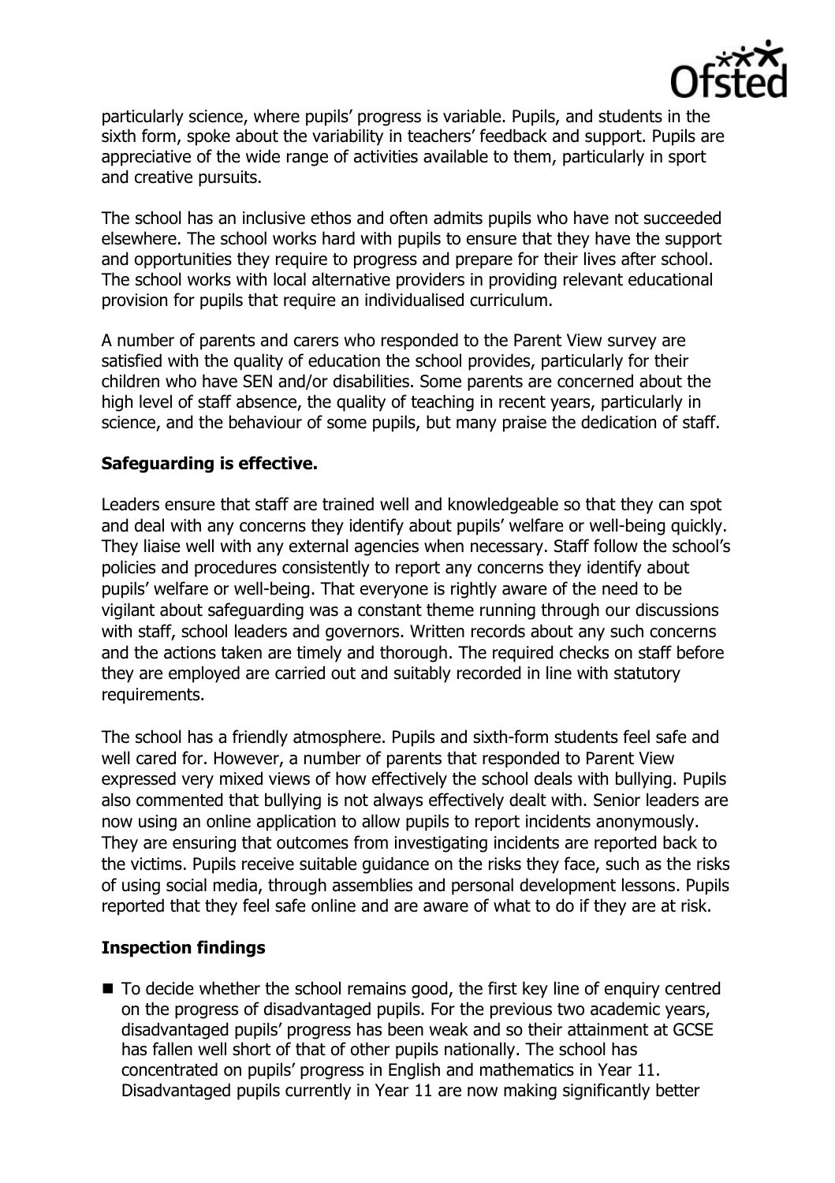particularly science, where pupils' progress is variable. Pupils, and students in the sixth form, spoke about the variability in teachers' feedback and support. Pupils are appreciative of the wide range of activities available to them, particularly in sport and creative pursuits.

The school has an inclusive ethos and often admits pupils who have not succeeded elsewhere. The school works hard with pupils to ensure that they have the support and opportunities they require to progress and prepare for their lives after school. The school works with local alternative providers in providing relevant educational provision for pupils that require an individualised curriculum.

A number of parents and carers who responded to the Parent View survey are satisfied with the quality of education the school provides, particularly for their children who have SEN and/or disabilities. Some parents are concerned about the high level of staff absence, the quality of teaching in recent years, particularly in science, and the behaviour of some pupils, but many praise the dedication of staff.

### Safeguarding is effective.

Leaders ensure that staff are trained well and knowledgeable so that they can spot and deal with any concerns they identify about pupils' welfare or well-being quickly. They liaise well with any external agencies when necessary. Staff follow the school's policies and procedures consistently to report any concerns they identify about pupils' welfare or well-being. That everyone is rightly aware of the need to be vigilant about safeguarding was a constant theme running through our discussions with staff, school leaders and governors. Written records about any such concerns and the actions taken are timely and thorough. The required checks on staff before they are employed are carried out and suitably recorded in line with statutory requirements.

The school has a friendly atmosphere. Pupils and sixth-form students feel safe and well cared for. However, a number of parents that responded to Parent View expressed very mixed views of how effectively the school deals with bullying. Pupils also commented that bullying is not always effectively dealt with. Senior leaders are now using an online application to allow pupils to report incidents anonymously. They are ensuring that outcomes from investigating incidents are reported back to the victims. Pupils receive suitable guidance on the risks they face, such as the risks of using social media, through assemblies and personal development lessons. Pupils reported that they feel safe online and are aware of what to do if they are at risk.

### Inspection findings

- To decide whether the school remains good, the first key line of enquiry centred on the progress of disadvantaged pupils. For the previous two academic years, disadvantaged pupils' progress has been weak and so their attainment at GCSE has fallen well short of that of other pupils nationally. The school has concentrated on pupils' progress in English and mathematics in Year 11. Disadvantaged pupils currently in Year 11 are now making significantly better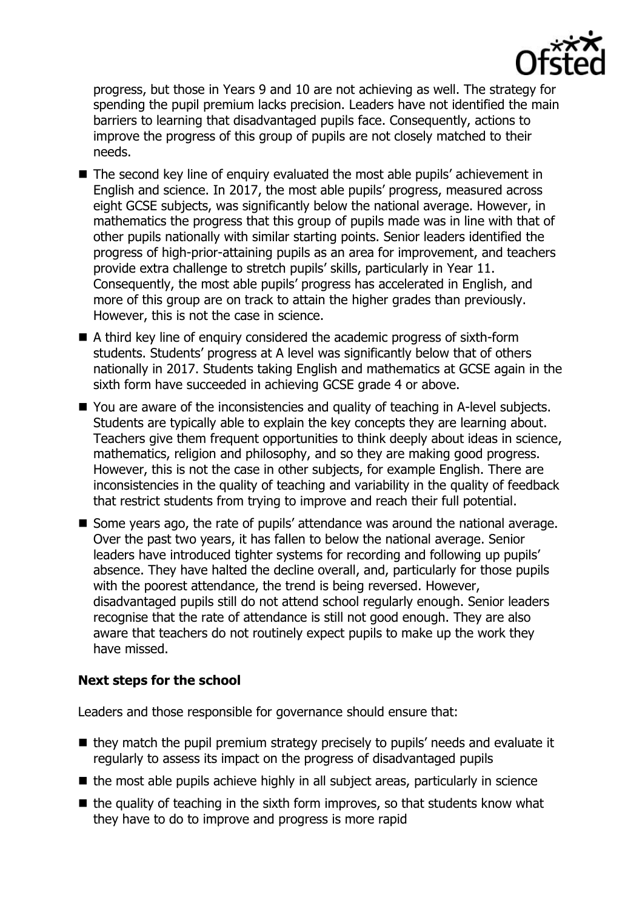progress, but those in Years 9 and 10 are not achieving as well. The strategy for spending the pupil premium lacks precision. Leaders have not identified the main barriers to learning that disadvantaged pupils face. Consequently, actions to improve the progress of this group of pupils are not closely matched to their needs.

- The second key line of enquiry evaluated the most able pupils' achievement in English and science. In 2017, the most able pupils' progress, measured across eight GCSE subjects, was significantly below the national average. However, in mathematics the progress that this group of pupils made was in line with that of other pupils nationally with similar starting points. Senior leaders identified the progress of high-prior-attaining pupils as an area for improvement, and teachers provide extra challenge to stretch pupils' skills, particularly in Year 11. Consequently, the most able pupils' progress has accelerated in English, and more of this group are on track to attain the higher grades than previously. However, this is not the case in science.
- A third key line of enquiry considered the academic progress of sixth-form students. Students' progress at A level was significantly below that of others nationally in 2017. Students taking English and mathematics at GCSE again in the sixth form have succeeded in achieving GCSE grade 4 or above.
- You are aware of the inconsistencies and quality of teaching in A-level subjects. Students are typically able to explain the key concepts they are learning about. Teachers give them frequent opportunities to think deeply about ideas in science, mathematics, religion and philosophy, and so they are making good progress. However, this is not the case in other subjects, for example English. There are inconsistencies in the quality of teaching and variability in the quality of feedback that restrict students from trying to improve and reach their full potential.
- Some years ago, the rate of pupils' attendance was around the national average. Over the past two years, it has fallen to below the national average. Senior leaders have introduced tighter systems for recording and following up pupils' absence. They have halted the decline overall, and, particularly for those pupils with the poorest attendance, the trend is being reversed. However, disadvantaged pupils still do not attend school regularly enough. Senior leaders recognise that the rate of attendance is still not good enough. They are also aware that teachers do not routinely expect pupils to make up the work they have missed.

**Next steps for the school**

Leaders and those responsible for governance should ensure that:

- they match the pupil premium strategy precisely to pupils' needs and evaluate it regularly to assess its impact on the progress of disadvantaged pupils
- the most able pupils achieve highly in all subject areas, particularly in science
- the quality of teaching in the sixth form improves, so that students know what they have to do to improve and progress is more rapid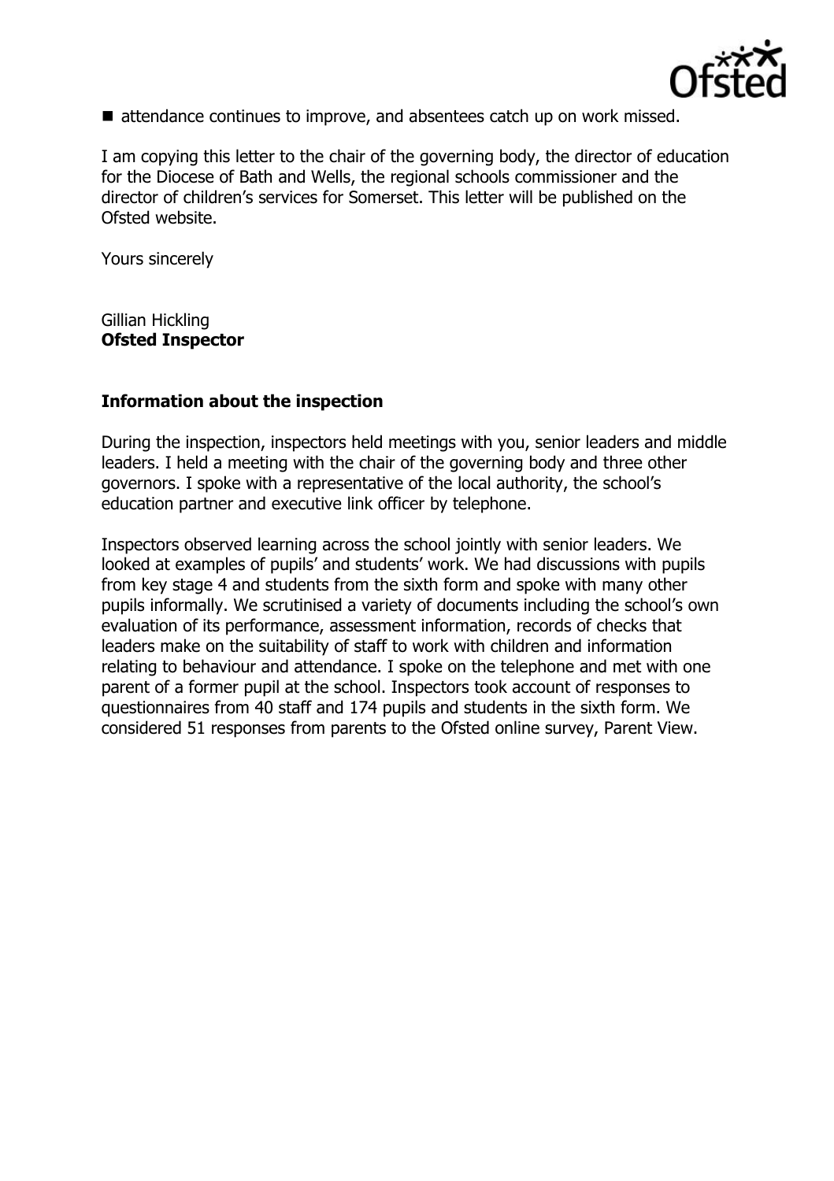- attendance continues to improve, and absentees catch up on work missed.

I am copying this letter to the chair of the governing body, the director of education for the Diocese of Bath and Wells, the regional schools commissioner and the director of children's services for Somerset. This letter will be published on the Ofsted website.

Yours sincerely

Gillian Hickling
**Ofsted Inspector**

## Information about the inspection

During the inspection, inspectors held meetings with you, senior leaders and middle leaders. I held a meeting with the chair of the governing body and three other governors. I spoke with a representative of the local authority, the school's education partner and executive link officer by telephone.

Inspectors observed learning across the school jointly with senior leaders. We looked at examples of pupils' and students' work. We had discussions with pupils from key stage 4 and students from the sixth form and spoke with many other pupils informally. We scrutinised a variety of documents including the school's own evaluation of its performance, assessment information, records of checks that leaders make on the suitability of staff to work with children and information relating to behaviour and attendance. I spoke on the telephone and met with one parent of a former pupil at the school. Inspectors took account of responses to questionnaires from 40 staff and 174 pupils and students in the sixth form. We considered 51 responses from parents to the Ofsted online survey, Parent View.